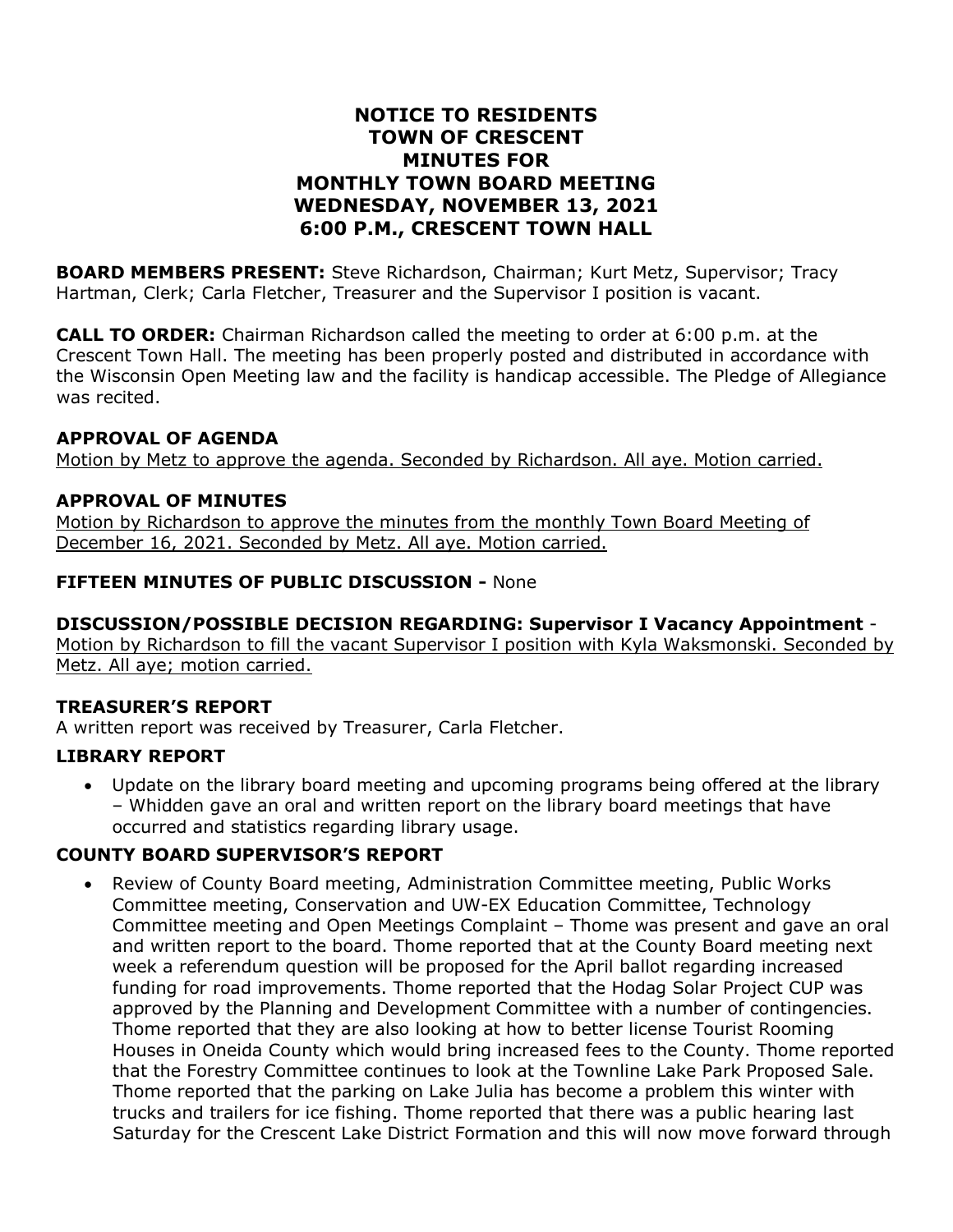# NOTICE TO RESIDENTS
# TOWN OF CRESCENT
# MINUTES FOR
# MONTHLY TOWN BOARD MEETING
# WEDNESDAY, NOVEMBER 13, 2021
# 6:00 P.M., CRESCENT TOWN HALL

**BOARD MEMBERS PRESENT:** Steve Richardson, Chairman; Kurt Metz, Supervisor; Tracy Hartman, Clerk; Carla Fletcher, Treasurer and the Supervisor I position is vacant.

**CALL TO ORDER:** Chairman Richardson called the meeting to order at 6:00 p.m. at the Crescent Town Hall. The meeting has been properly posted and distributed in accordance with the Wisconsin Open Meeting law and the facility is handicap accessible. The Pledge of Allegiance was recited.

### APPROVAL OF AGENDA

<u>Motion by Metz to approve the agenda. Seconded by Richardson. All aye. Motion carried.</u>

### APPROVAL OF MINUTES

<u>Motion by Richardson to approve the minutes from the monthly Town Board Meeting of December 16, 2021. Seconded by Metz. All aye. Motion carried.</u>

**FIFTEEN MINUTES OF PUBLIC DISCUSSION -** None

**DISCUSSION/POSSIBLE DECISION REGARDING: Supervisor I Vacancy Appointment** -
<u>Motion by Richardson to fill the vacant Supervisor I position with Kyla Waksmonski. Seconded by Metz. All aye; motion carried.</u>

### TREASURER'S REPORT

A written report was received by Treasurer, Carla Fletcher.

### LIBRARY REPORT

- Update on the library board meeting and upcoming programs being offered at the library – Whidden gave an oral and written report on the library board meetings that have occurred and statistics regarding library usage.

### COUNTY BOARD SUPERVISOR'S REPORT

- Review of County Board meeting, Administration Committee meeting, Public Works Committee meeting, Conservation and UW-EX Education Committee, Technology Committee meeting and Open Meetings Complaint – Thome was present and gave an oral and written report to the board. Thome reported that at the County Board meeting next week a referendum question will be proposed for the April ballot regarding increased funding for road improvements. Thome reported that the Hodag Solar Project CUP was approved by the Planning and Development Committee with a number of contingencies. Thome reported that they are also looking at how to better license Tourist Rooming Houses in Oneida County which would bring increased fees to the County. Thome reported that the Forestry Committee continues to look at the Townline Lake Park Proposed Sale. Thome reported that the parking on Lake Julia has become a problem this winter with trucks and trailers for ice fishing. Thome reported that there was a public hearing last Saturday for the Crescent Lake District Formation and this will now move forward through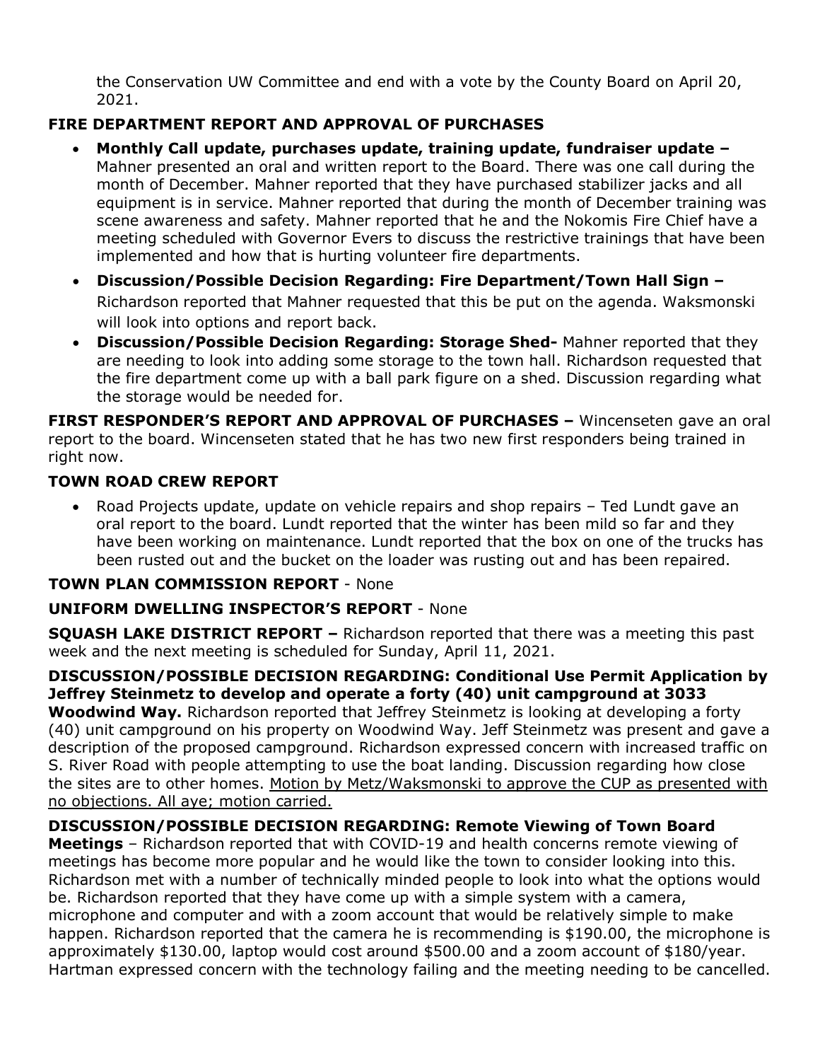the Conservation UW Committee and end with a vote by the County Board on April 20, 2021.

**FIRE DEPARTMENT REPORT AND APPROVAL OF PURCHASES**

- **Monthly Call update, purchases update, training update, fundraiser update –** Mahner presented an oral and written report to the Board. There was one call during the month of December. Mahner reported that they have purchased stabilizer jacks and all equipment is in service. Mahner reported that during the month of December training was scene awareness and safety. Mahner reported that he and the Nokomis Fire Chief have a meeting scheduled with Governor Evers to discuss the restrictive trainings that have been implemented and how that is hurting volunteer fire departments.
- **Discussion/Possible Decision Regarding: Fire Department/Town Hall Sign –** Richardson reported that Mahner requested that this be put on the agenda. Waksmonski will look into options and report back.
- **Discussion/Possible Decision Regarding: Storage Shed-** Mahner reported that they are needing to look into adding some storage to the town hall. Richardson requested that the fire department come up with a ball park figure on a shed. Discussion regarding what the storage would be needed for.

**FIRST RESPONDER'S REPORT AND APPROVAL OF PURCHASES –** Wincenseten gave an oral report to the board. Wincenseten stated that he has two new first responders being trained in right now.

**TOWN ROAD CREW REPORT**

- Road Projects update, update on vehicle repairs and shop repairs – Ted Lundt gave an oral report to the board. Lundt reported that the winter has been mild so far and they have been working on maintenance. Lundt reported that the box on one of the trucks has been rusted out and the bucket on the loader was rusting out and has been repaired.

**TOWN PLAN COMMISSION REPORT** - None

**UNIFORM DWELLING INSPECTOR'S REPORT** - None

**SQUASH LAKE DISTRICT REPORT –** Richardson reported that there was a meeting this past week and the next meeting is scheduled for Sunday, April 11, 2021.

**DISCUSSION/POSSIBLE DECISION REGARDING: Conditional Use Permit Application by Jeffrey Steinmetz to develop and operate a forty (40) unit campground at 3033 Woodwind Way.** Richardson reported that Jeffrey Steinmetz is looking at developing a forty (40) unit campground on his property on Woodwind Way. Jeff Steinmetz was present and gave a description of the proposed campground. Richardson expressed concern with increased traffic on S. River Road with people attempting to use the boat landing. Discussion regarding how close the sites are to other homes. <u>Motion by Metz/Waksmonski to approve the CUP as presented with no objections. All aye; motion carried.</u>

**DISCUSSION/POSSIBLE DECISION REGARDING: Remote Viewing of Town Board Meetings** – Richardson reported that with COVID-19 and health concerns remote viewing of meetings has become more popular and he would like the town to consider looking into this. Richardson met with a number of technically minded people to look into what the options would be. Richardson reported that they have come up with a simple system with a camera, microphone and computer and with a zoom account that would be relatively simple to make happen. Richardson reported that the camera he is recommending is $190.00, the microphone is approximately $130.00, laptop would cost around $500.00 and a zoom account of $180/year. Hartman expressed concern with the technology failing and the meeting needing to be cancelled.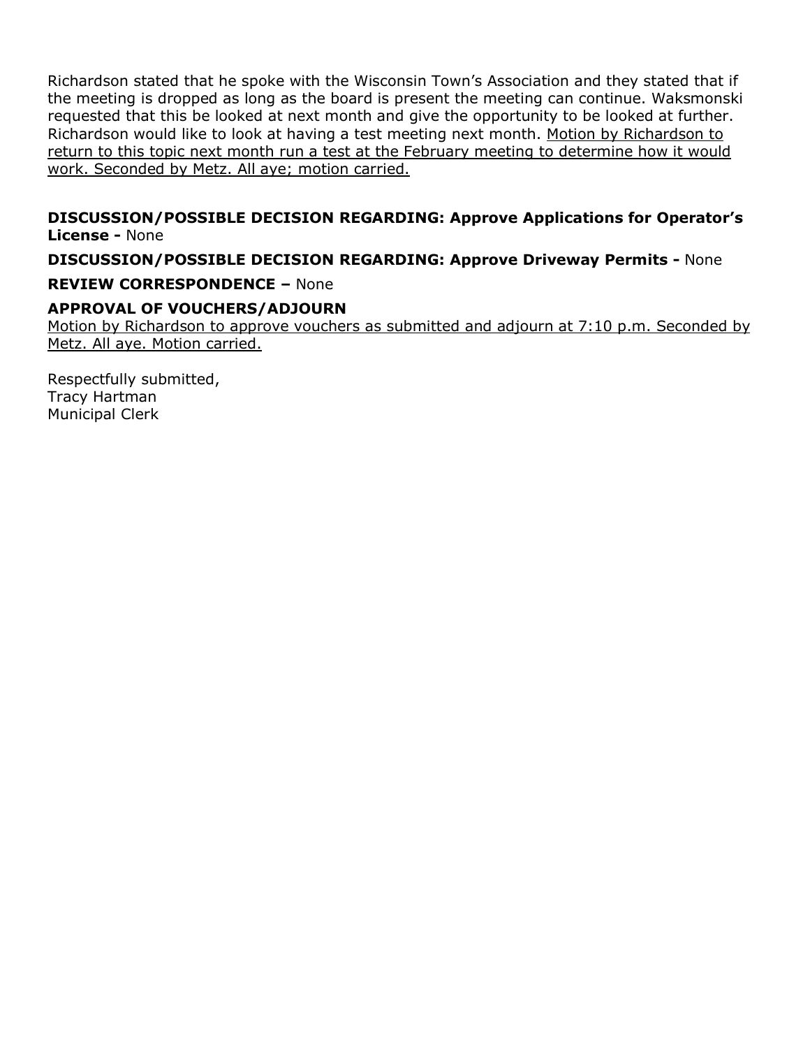Richardson stated that he spoke with the Wisconsin Town's Association and they stated that if the meeting is dropped as long as the board is present the meeting can continue. Waksmonski requested that this be looked at next month and give the opportunity to be looked at further. Richardson would like to look at having a test meeting next month. <u>Motion by Richardson to return to this topic next month run a test at the February meeting to determine how it would work. Seconded by Metz. All aye; motion carried.</u>

**DISCUSSION/POSSIBLE DECISION REGARDING: Approve Applications for Operator's License -** None

**DISCUSSION/POSSIBLE DECISION REGARDING: Approve Driveway Permits -** None

**REVIEW CORRESPONDENCE –** None

**APPROVAL OF VOUCHERS/ADJOURN**

<u>Motion by Richardson to approve vouchers as submitted and adjourn at 7:10 p.m. Seconded by Metz. All aye. Motion carried.</u>

Respectfully submitted,
Tracy Hartman
Municipal Clerk